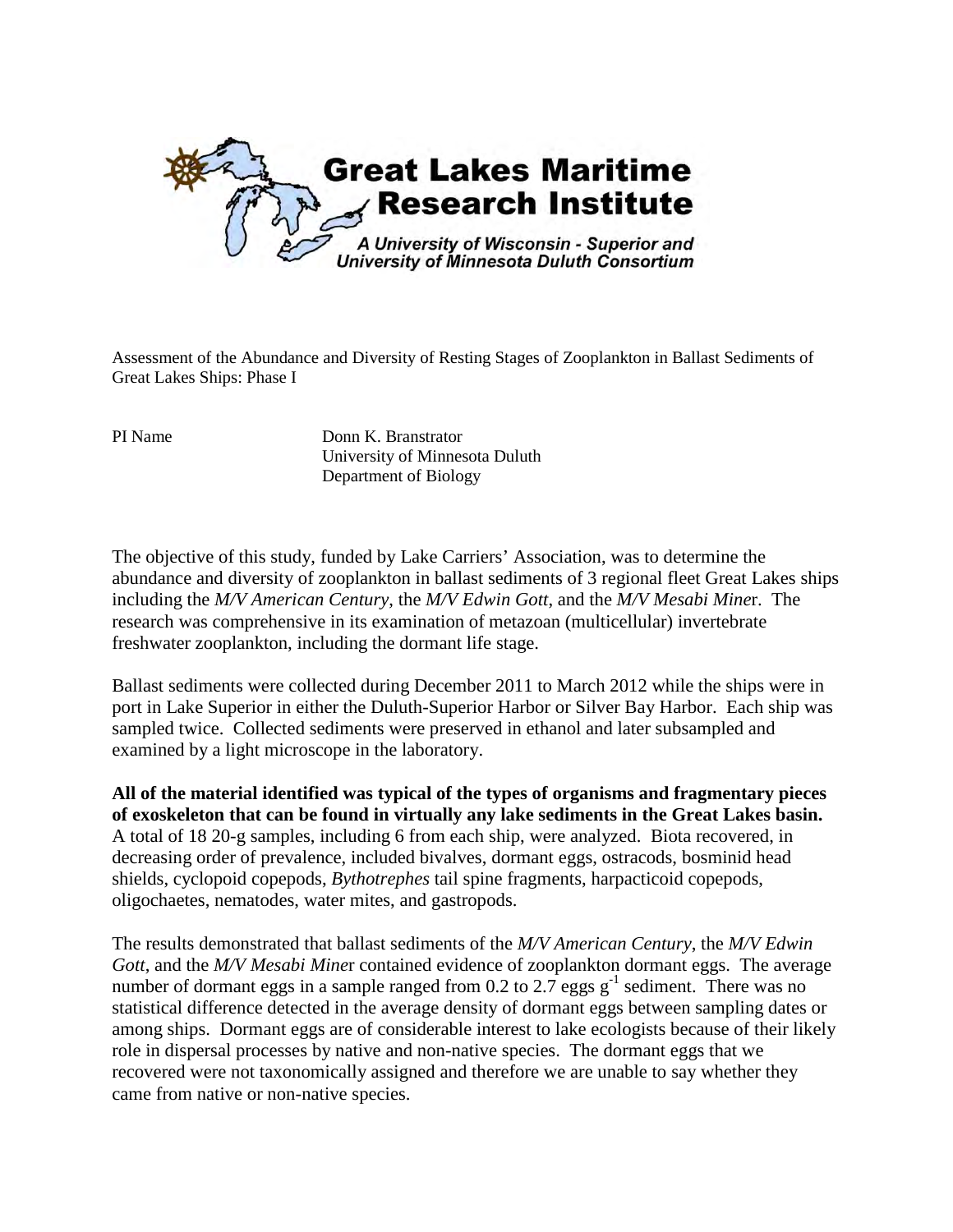# Great Lakes Maritime Research Institute

*A University of Wisconsin - Superior and University of Minnesota Duluth Consortium*

Assessment of the Abundance and Diversity of Resting Stages of Zooplankton in Ballast Sediments of Great Lakes Ships: Phase I

PI Name Donn K. Branstrator
University of Minnesota Duluth
Department of Biology

The objective of this study, funded by Lake Carriers' Association, was to determine the abundance and diversity of zooplankton in ballast sediments of 3 regional fleet Great Lakes ships including the *M/V American Century*, the *M/V Edwin Gott*, and the *M/V Mesabi Mine*r. The research was comprehensive in its examination of metazoan (multicellular) invertebrate freshwater zooplankton, including the dormant life stage.

Ballast sediments were collected during December 2011 to March 2012 while the ships were in port in Lake Superior in either the Duluth-Superior Harbor or Silver Bay Harbor. Each ship was sampled twice. Collected sediments were preserved in ethanol and later subsampled and examined by a light microscope in the laboratory.

**All of the material identified was typical of the types of organisms and fragmentary pieces of exoskeleton that can be found in virtually any lake sediments in the Great Lakes basin.** A total of 18 20-g samples, including 6 from each ship, were analyzed. Biota recovered, in decreasing order of prevalence, included bivalves, dormant eggs, ostracods, bosminid head shields, cyclopoid copepods, *Bythotrephes* tail spine fragments, harpacticoid copepods, oligochaetes, nematodes, water mites, and gastropods.

The results demonstrated that ballast sediments of the *M/V American Century*, the *M/V Edwin Gott*, and the *M/V Mesabi Mine*r contained evidence of zooplankton dormant eggs. The average number of dormant eggs in a sample ranged from 0.2 to 2.7 eggs $g^{-1}$ sediment. There was no statistical difference detected in the average density of dormant eggs between sampling dates or among ships. Dormant eggs are of considerable interest to lake ecologists because of their likely role in dispersal processes by native and non-native species. The dormant eggs that we recovered were not taxonomically assigned and therefore we are unable to say whether they came from native or non-native species.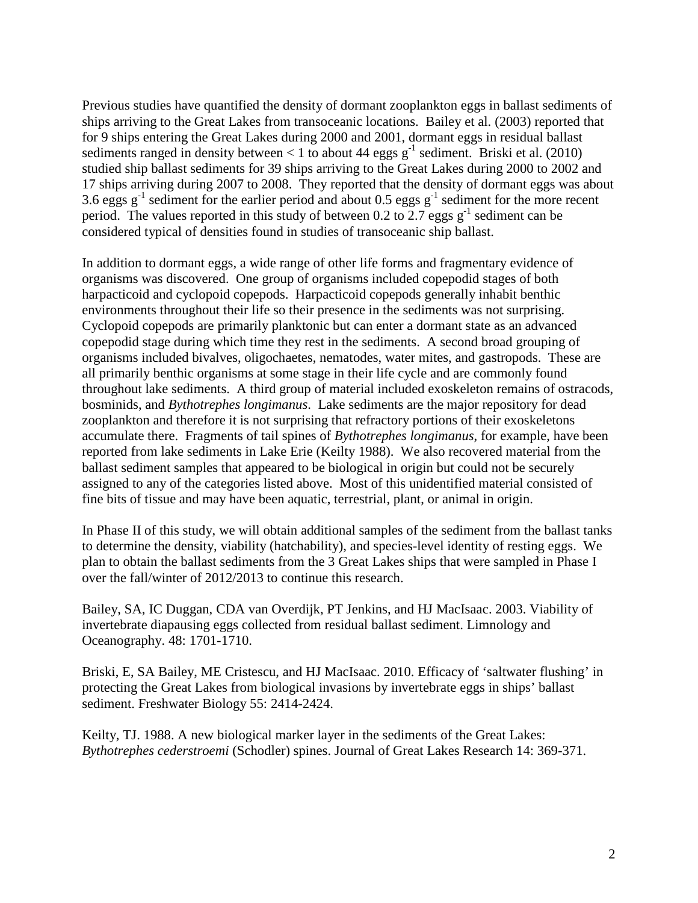Previous studies have quantified the density of dormant zooplankton eggs in ballast sediments of ships arriving to the Great Lakes from transoceanic locations. Bailey et al. (2003) reported that for 9 ships entering the Great Lakes during 2000 and 2001, dormant eggs in residual ballast sediments ranged in density between < 1 to about 44 eggs $g^{-1}$ sediment. Briski et al. (2010) studied ship ballast sediments for 39 ships arriving to the Great Lakes during 2000 to 2002 and 17 ships arriving during 2007 to 2008. They reported that the density of dormant eggs was about 3.6 eggs $g^{-1}$ sediment for the earlier period and about 0.5 eggs $g^{-1}$ sediment for the more recent period. The values reported in this study of between 0.2 to 2.7 eggs $g^{-1}$ sediment can be considered typical of densities found in studies of transoceanic ship ballast.

In addition to dormant eggs, a wide range of other life forms and fragmentary evidence of organisms was discovered. One group of organisms included copepodid stages of both harpacticoid and cyclopoid copepods. Harpacticoid copepods generally inhabit benthic environments throughout their life so their presence in the sediments was not surprising. Cyclopoid copepods are primarily planktonic but can enter a dormant state as an advanced copepodid stage during which time they rest in the sediments. A second broad grouping of organisms included bivalves, oligochaetes, nematodes, water mites, and gastropods. These are all primarily benthic organisms at some stage in their life cycle and are commonly found throughout lake sediments. A third group of material included exoskeleton remains of ostracods, bosminids, and *Bythotrephes longimanus*. Lake sediments are the major repository for dead zooplankton and therefore it is not surprising that refractory portions of their exoskeletons accumulate there. Fragments of tail spines of *Bythotrephes longimanus*, for example, have been reported from lake sediments in Lake Erie (Keilty 1988). We also recovered material from the ballast sediment samples that appeared to be biological in origin but could not be securely assigned to any of the categories listed above. Most of this unidentified material consisted of fine bits of tissue and may have been aquatic, terrestrial, plant, or animal in origin.

In Phase II of this study, we will obtain additional samples of the sediment from the ballast tanks to determine the density, viability (hatchability), and species-level identity of resting eggs. We plan to obtain the ballast sediments from the 3 Great Lakes ships that were sampled in Phase I over the fall/winter of 2012/2013 to continue this research.

Bailey, SA, IC Duggan, CDA van Overdijk, PT Jenkins, and HJ MacIsaac. 2003. Viability of invertebrate diapausing eggs collected from residual ballast sediment. Limnology and Oceanography. 48: 1701-1710.

Briski, E, SA Bailey, ME Cristescu, and HJ MacIsaac. 2010. Efficacy of 'saltwater flushing' in protecting the Great Lakes from biological invasions by invertebrate eggs in ships' ballast sediment. Freshwater Biology 55: 2414-2424.

Keilty, TJ. 1988. A new biological marker layer in the sediments of the Great Lakes: *Bythotrephes cederstroemi* (Schodler) spines. Journal of Great Lakes Research 14: 369-371.